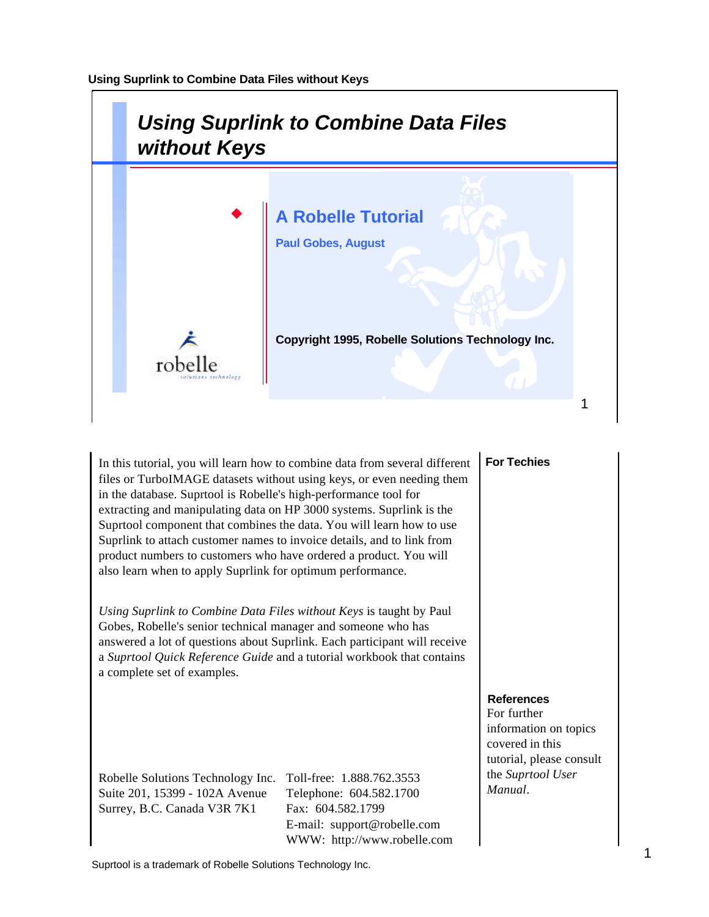# Using Suprlink to Combine Data Files without Keys

## A Robelle Tutorial

**Paul Gobes, August**

**Copyright 1995, Robelle Solutions Technology Inc.**

robelle
solutions technology

In this tutorial, you will learn how to combine data from several different files or TurboIMAGE datasets without using keys, or even needing them in the database. Suprtool is Robelle's high-performance tool for extracting and manipulating data on HP 3000 systems. Suprlink is the Suprtool component that combines the data. You will learn how to use Suprlink to attach customer names to invoice details, and to link from product numbers to customers who have ordered a product. You will also learn when to apply Suprlink for optimum performance.

*Using Suprlink to Combine Data Files without Keys* is taught by Paul Gobes, Robelle's senior technical manager and someone who has answered a lot of questions about Suprlink. Each participant will receive a *Suprtool Quick Reference Guide* and a tutorial workbook that contains a complete set of examples.

Robelle Solutions Technology Inc.
Suite 201, 15399 - 102A Avenue
Surrey, B.C. Canada V3R 7K1

Toll-free: 1.888.762.3553
Telephone: 604.582.1700
Fax: 604.582.1799
E-mail: support@robelle.com
WWW: http://www.robelle.com

**For Techies**

**References**
For further information on topics covered in this tutorial, please consult the *Suprtool User Manual*.

Suprtool is a trademark of Robelle Solutions Technology Inc.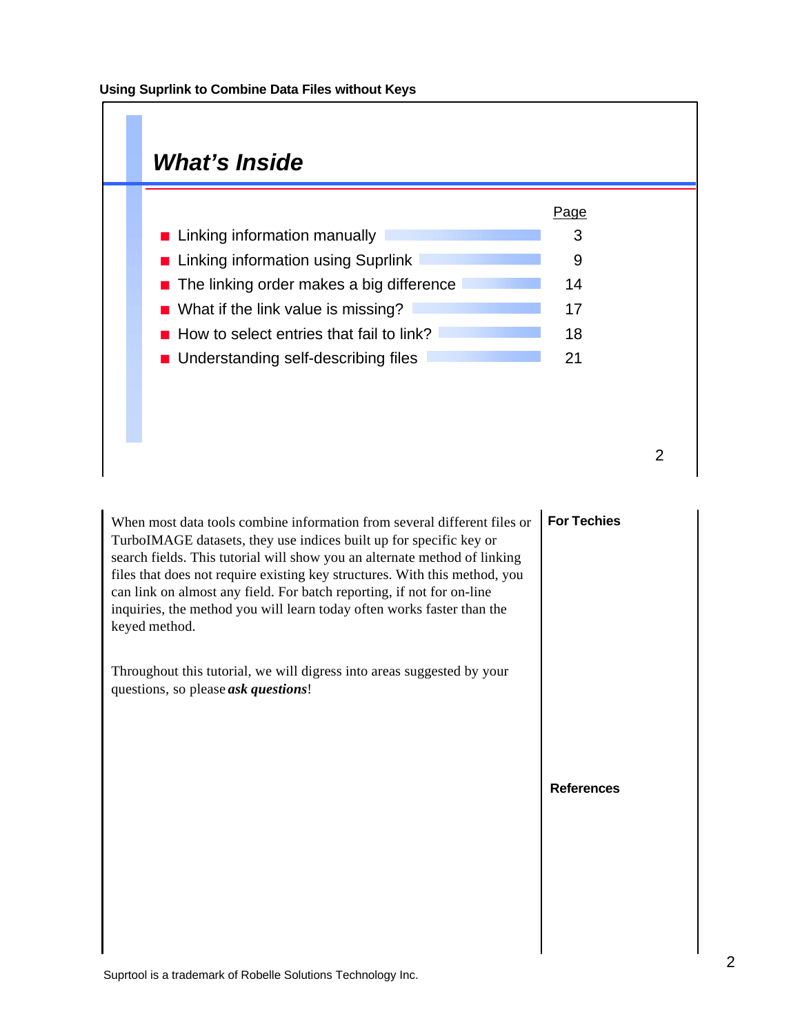## What's Inside

| | Page |
|---|---|
| Linking information manually | 3 |
| Linking information using Suprlink | 9 |
| The linking order makes a big difference | 14 |
| What if the link value is missing? | 17 |
| How to select entries that fail to link? | 18 |
| Understanding self-describing files | 21 |

When most data tools combine information from several different files or TurboIMAGE datasets, they use indices built up for specific key or search fields. This tutorial will show you an alternate method of linking files that does not require existing key structures. With this method, you can link on almost any field. For batch reporting, if not for on-line inquiries, the method you will learn today often works faster than the keyed method.

Throughout this tutorial, we will digress into areas suggested by your questions, so please ***ask questions***!

**For Techies**

**References**

Suprtool is a trademark of Robelle Solutions Technology Inc.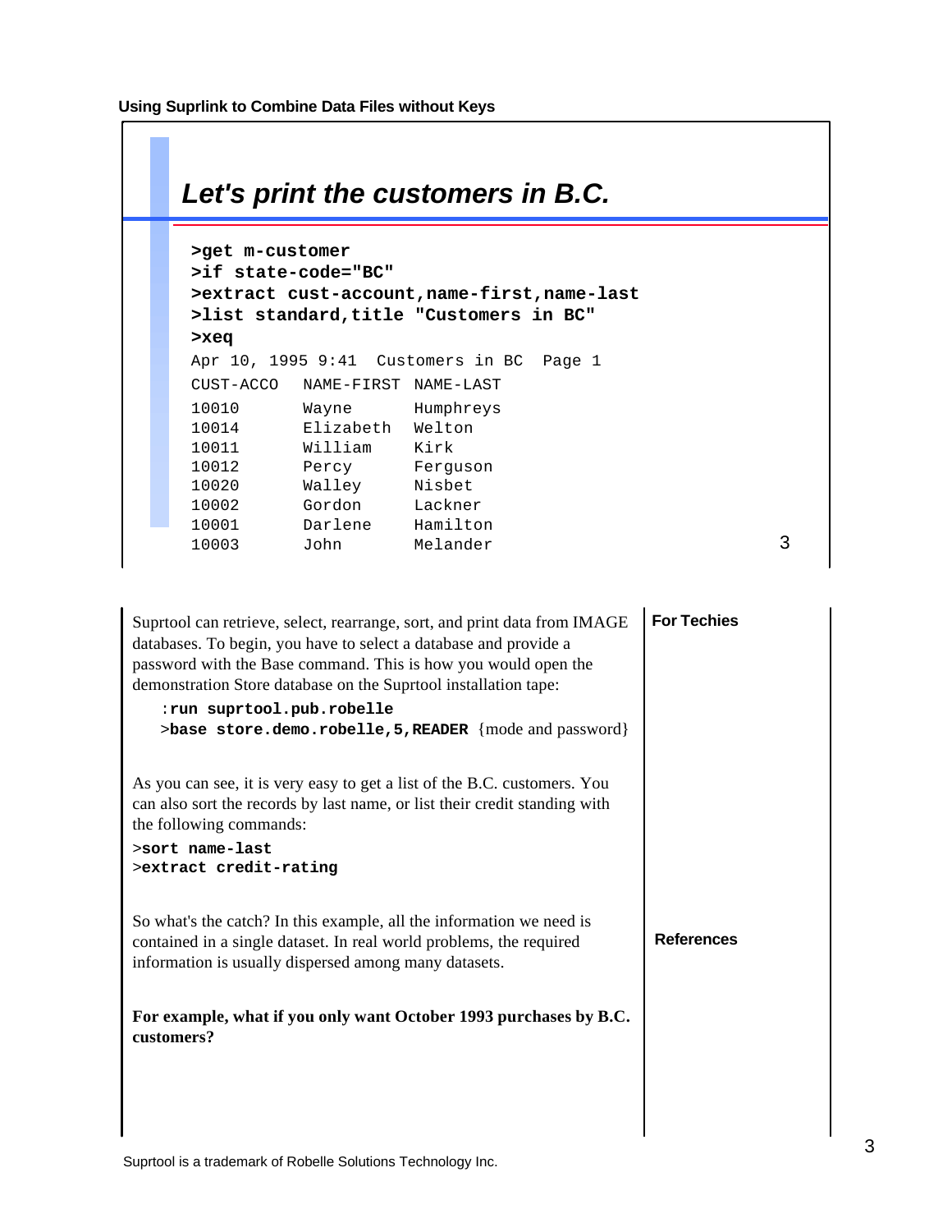## Let's print the customers in B.C.

```
>get m-customer
>if state-code="BC"
>extract cust-account,name-first,name-last
>list standard,title "Customers in BC"
>xeq
Apr 10, 1995 9:41  Customers in BC  Page 1
CUST-ACCO   NAME-FIRST  NAME-LAST
10010       Wayne       Humphreys
10014       Elizabeth   Welton
10011       William     Kirk
10012       Percy       Ferguson
10020       Walley      Nisbet
10002       Gordon      Lackner
10001       Darlene     Hamilton
10003       John        Melander
```

Suprtool can retrieve, select, rearrange, sort, and print data from IMAGE databases. To begin, you have to select a database and provide a password with the Base command. This is how you would open the demonstration Store database on the Suprtool installation tape:

```
:run suprtool.pub.robelle
>base store.demo.robelle,5,READER {mode and password}
```

**For Techies**

As you can see, it is very easy to get a list of the B.C. customers. You can also sort the records by last name, or list their credit standing with the following commands:

```
>sort name-last
>extract credit-rating
```

So what's the catch? In this example, all the information we need is contained in a single dataset. In real world problems, the required information is usually dispersed among many datasets.

**References**

**For example, what if you only want October 1993 purchases by B.C. customers?**

Suprtool is a trademark of Robelle Solutions Technology Inc.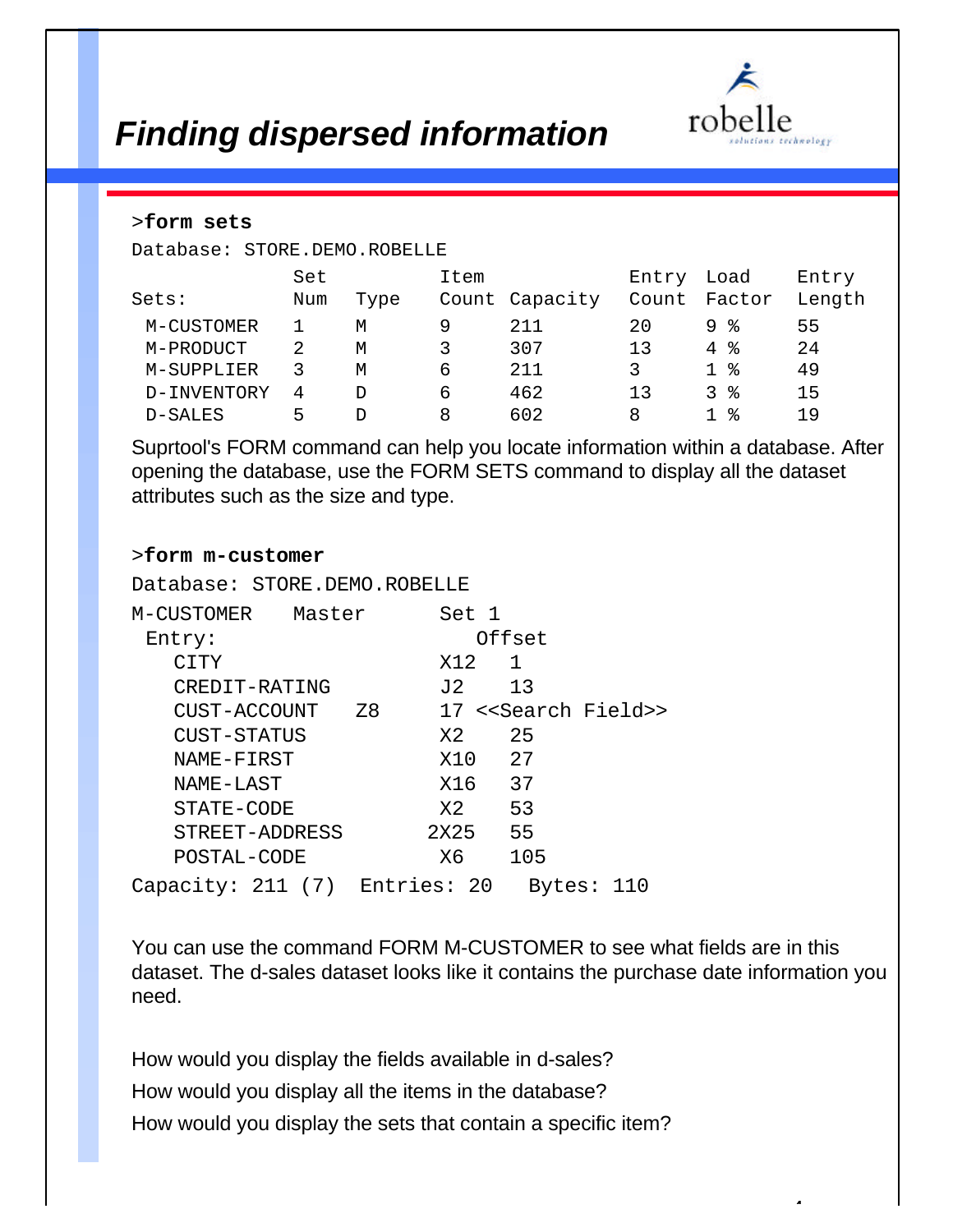# *Finding dispersed information*

```
>form sets
Database: STORE.DEMO.ROBELLE
                 Set          Item            Entry  Load    Entry
Sets:            Num   Type   Count  Capacity Count  Factor  Length
 M-CUSTOMER      1     M      9      211      20     9 %     55
 M-PRODUCT       2     M      3      307      13     4 %     24
 M-SUPPLIER      3     M      6      211      3      1 %     49
 D-INVENTORY     4     D      6      462      13     3 %     15
 D-SALES         5     D      8      602      8      1 %     19
```

Suprtool's FORM command can help you locate information within a database. After opening the database, use the FORM SETS command to display all the dataset attributes such as the size and type.

```
>form m-customer
Database: STORE.DEMO.ROBELLE
M-CUSTOMER    Master        Set 1
 Entry:                        Offset
   CITY                     X12    1
   CREDIT-RATING            J2     13
   CUST-ACCOUNT     Z8      17 <<Search Field>>
   CUST-STATUS              X2     25
   NAME-FIRST               X10    27
   NAME-LAST                X16    37
   STATE-CODE               X2     53
   STREET-ADDRESS          2X25    55
   POSTAL-CODE              X6     105
Capacity: 211 (7)  Entries: 20   Bytes: 110
```

You can use the command FORM M-CUSTOMER to see what fields are in this dataset. The d-sales dataset looks like it contains the purchase date information you need.

How would you display the fields available in d-sales?

How would you display all the items in the database?

How would you display the sets that contain a specific item?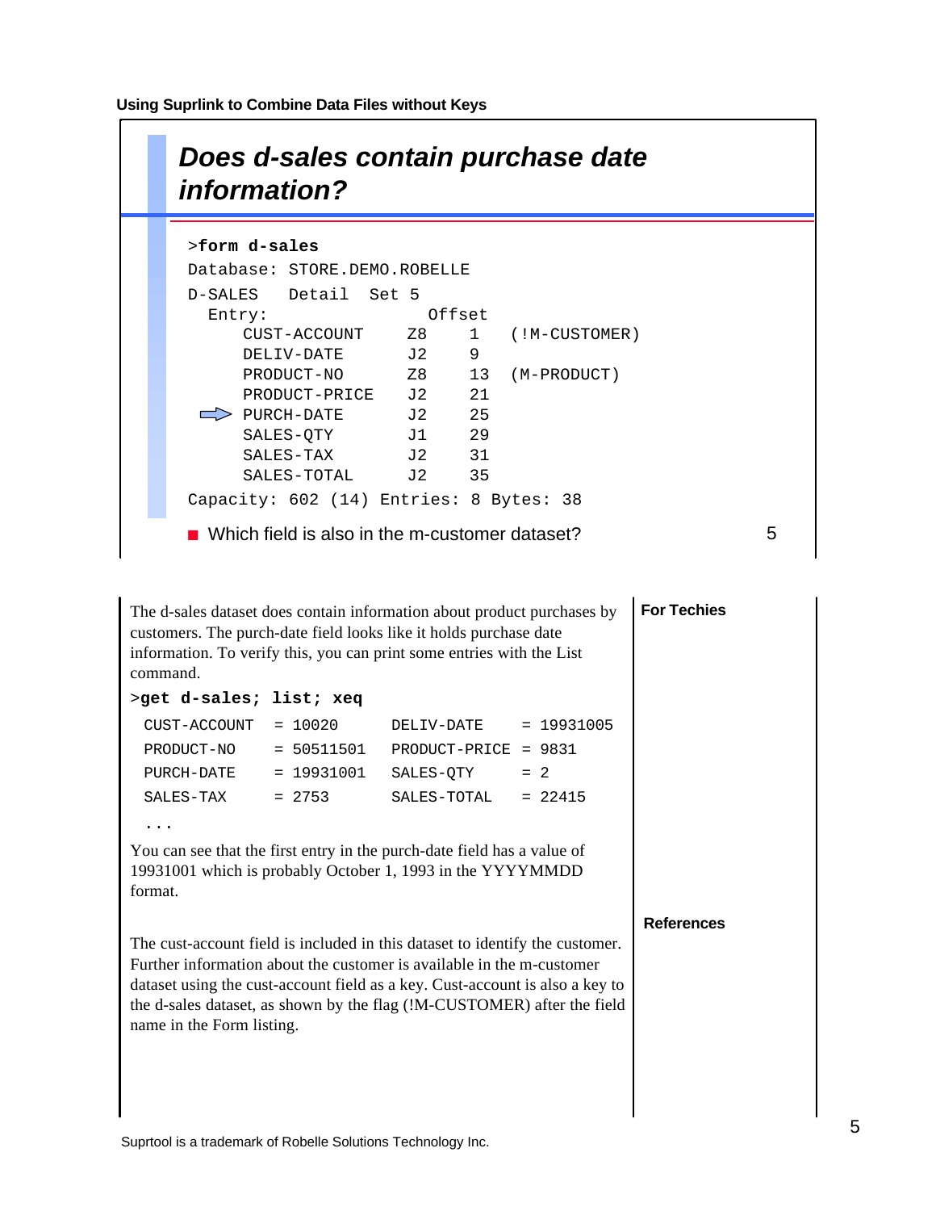## Does d-sales contain purchase date information?

```
>form d-sales
Database: STORE.DEMO.ROBELLE
D-SALES    Detail  Set 5
  Entry:                    Offset
     CUST-ACCOUNT     Z8     1    (!M-CUSTOMER)
     DELIV-DATE       J2     9
     PRODUCT-NO       Z8     13   (M-PRODUCT)
     PRODUCT-PRICE    J2     21
 ⇨  PURCH-DATE       J2     25
     SALES-QTY        J1     29
     SALES-TAX        J2     31
     SALES-TOTAL      J2     35
Capacity: 602 (14) Entries: 8 Bytes: 38
```

- Which field is also in the m-customer dataset?

The d-sales dataset does contain information about product purchases by customers. The purch-date field looks like it holds purchase date information. To verify this, you can print some entries with the List command.

```
>get d-sales; list; xeq
 CUST-ACCOUNT   = 10020      DELIV-DATE     = 19931005
 PRODUCT-NO     = 50511501   PRODUCT-PRICE  = 9831
 PURCH-DATE     = 19931001   SALES-QTY      = 2
 SALES-TAX      = 2753       SALES-TOTAL    = 22415
 ...
```

You can see that the first entry in the purch-date field has a value of 19931001 which is probably October 1, 1993 in the YYYYMMDD format.

The cust-account field is included in this dataset to identify the customer. Further information about the customer is available in the m-customer dataset using the cust-account field as a key. Cust-account is also a key to the d-sales dataset, as shown by the flag (!M-CUSTOMER) after the field name in the Form listing.

**For Techies**

**References**

Suprtool is a trademark of Robelle Solutions Technology Inc.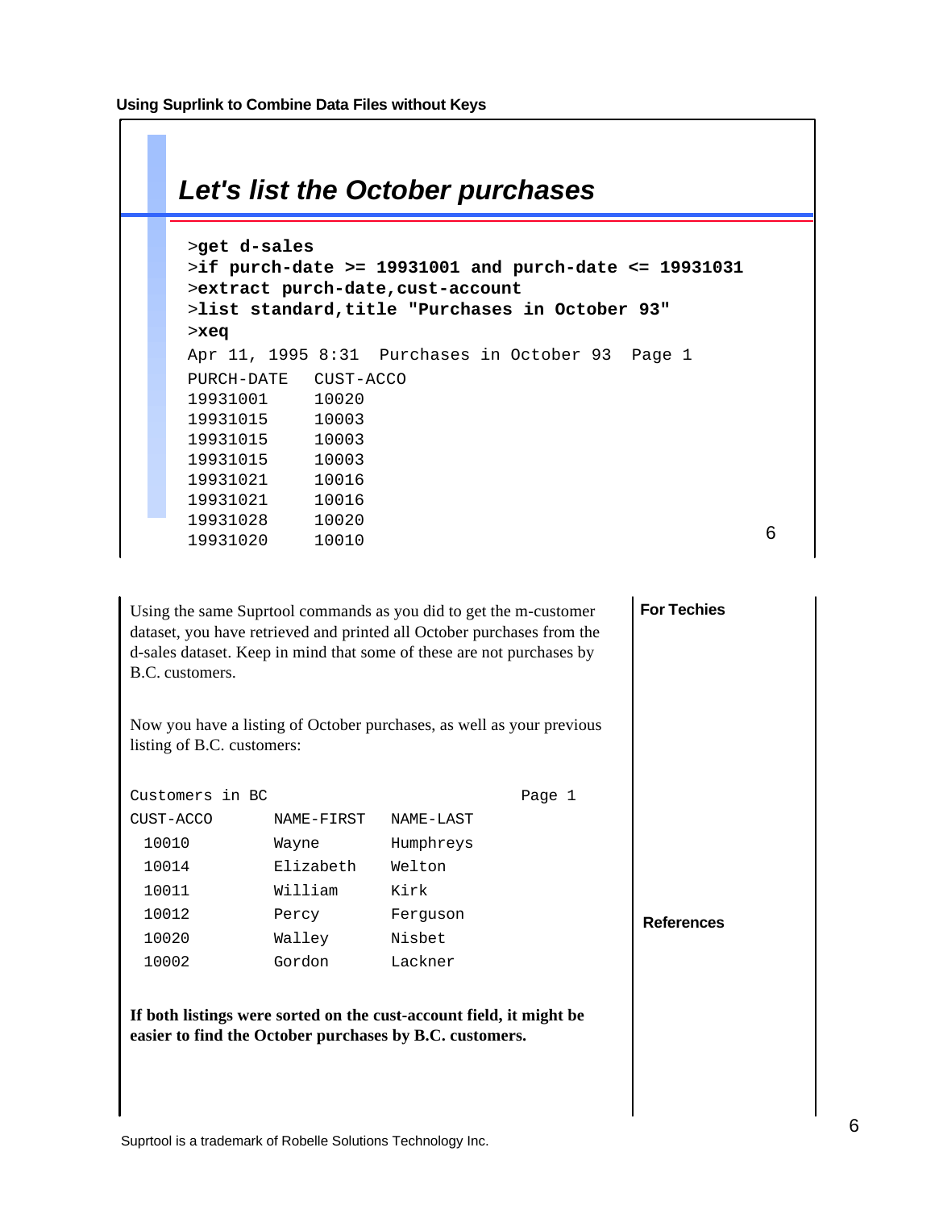# Let's list the October purchases

```
>get d-sales
>if purch-date >= 19931001 and purch-date <= 19931031
>extract purch-date,cust-account
>list standard,title "Purchases in October 93"
>xeq
Apr 11, 1995 8:31  Purchases in October 93  Page 1
PURCH-DATE   CUST-ACCO
19931001     10020
19931015     10003
19931015     10003
19931015     10003
19931021     10016
19931021     10016
19931028     10020
19931020     10010
```

Using the same Suprtool commands as you did to get the m-customer dataset, you have retrieved and printed all October purchases from the d-sales dataset. Keep in mind that some of these are not purchases by B.C. customers.

Now you have a listing of October purchases, as well as your previous listing of B.C. customers:

```
Customers in BC                                Page 1
CUST-ACCO     NAME-FIRST    NAME-LAST
  10010       Wayne         Humphreys
  10014       Elizabeth     Welton
  10011       William       Kirk
  10012       Percy         Ferguson
  10020       Walley        Nisbet
  10002       Gordon        Lackner
```

**If both listings were sorted on the cust-account field, it might be easier to find the October purchases by B.C. customers.**

**For Techies**

**References**

Suprtool is a trademark of Robelle Solutions Technology Inc.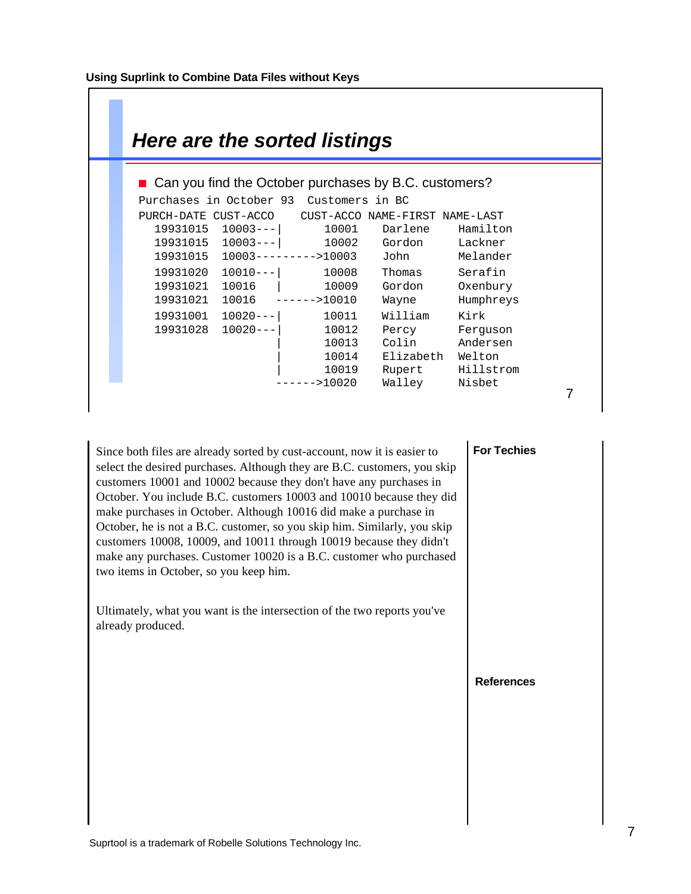## Here are the sorted listings

- Can you find the October purchases by B.C. customers?

```
Purchases in October 93  Customers in BC
PURCH-DATE CUST-ACCO    CUST-ACCO NAME-FIRST NAME-LAST
  19931015  10003---|       10001    Darlene    Hamilton
  19931015  10003---|       10002    Gordon     Lackner
  19931015  10003--------->10003    John       Melander
  19931020  10010---|       10008    Thomas     Serafin
  19931021  10016   |       10009    Gordon     Oxenbury
  19931021  10016   ------>10010    Wayne      Humphreys
  19931001  10020---|       10011    William    Kirk
  19931028  10020---|       10012    Percy      Ferguson
                    |       10013    Colin      Andersen
                    |       10014    Elizabeth  Welton
                    |       10019    Rupert     Hillstrom
                    ------>10020    Walley     Nisbet
```

Since both files are already sorted by cust-account, now it is easier to select the desired purchases. Although they are B.C. customers, you skip customers 10001 and 10002 because they don't have any purchases in October. You include B.C. customers 10003 and 10010 because they did make purchases in October. Although 10016 did make a purchase in October, he is not a B.C. customer, so you skip him. Similarly, you skip customers 10008, 10009, and 10011 through 10019 because they didn't make any purchases. Customer 10020 is a B.C. customer who purchased two items in October, so you keep him.

Ultimately, what you want is the intersection of the two reports you've already produced.

**For Techies**

**References**

Suprtool is a trademark of Robelle Solutions Technology Inc.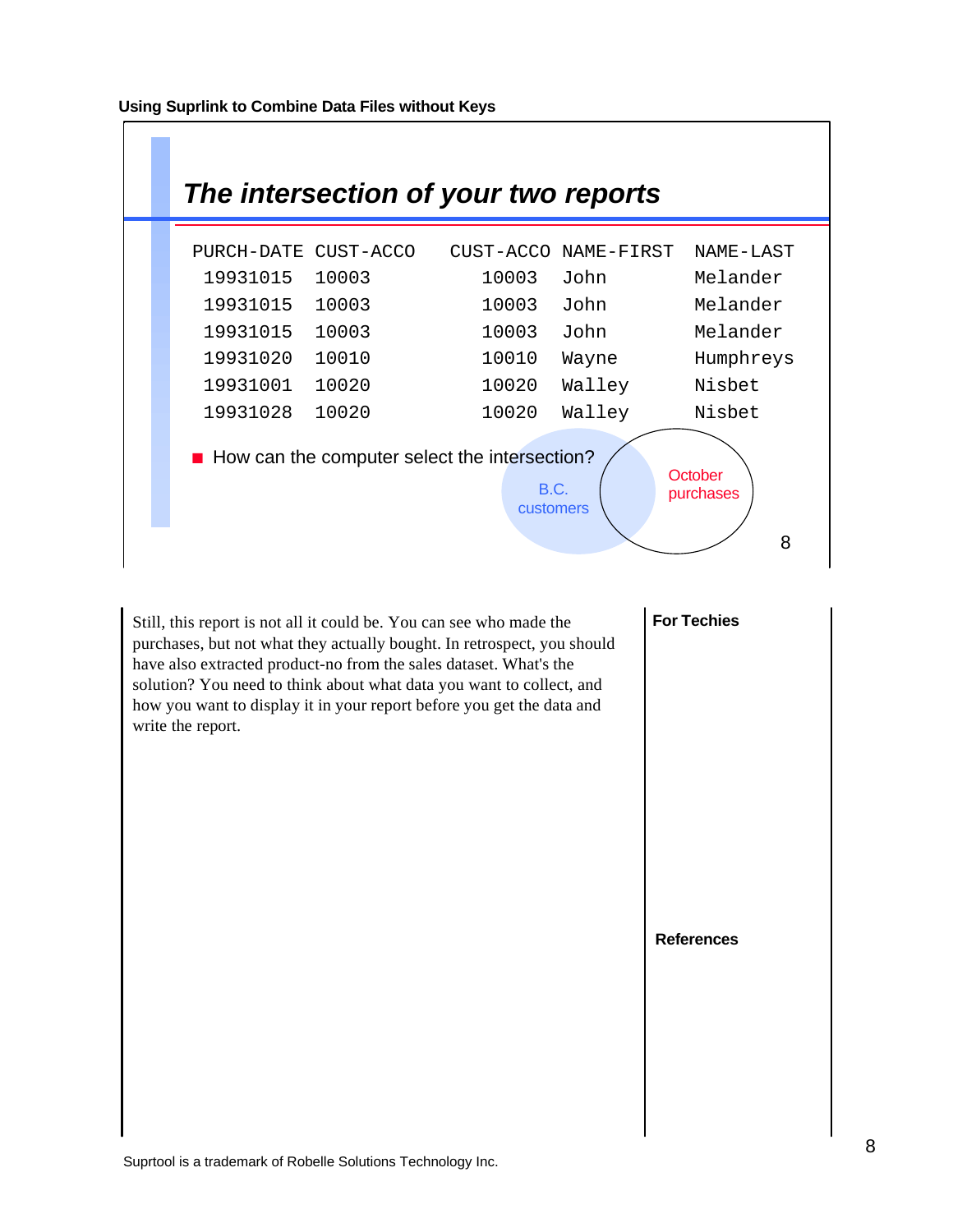## The intersection of your two reports

| PURCH-DATE | CUST-ACCO | CUST-ACCO | NAME-FIRST | NAME-LAST |
|---|---|---|---|---|
| 19931015 | 10003 | 10003 | John | Melander |
| 19931015 | 10003 | 10003 | John | Melander |
| 19931015 | 10003 | 10003 | John | Melander |
| 19931020 | 10010 | 10010 | Wayne | Humphreys |
| 19931001 | 10020 | 10020 | Walley | Nisbet |
| 19931028 | 10020 | 10020 | Walley | Nisbet |

- How can the computer select the intersection?

B.C. customers

October purchases

Still, this report is not all it could be. You can see who made the purchases, but not what they actually bought. In retrospect, you should have also extracted product-no from the sales dataset. What's the solution? You need to think about what data you want to collect, and how you want to display it in your report before you get the data and write the report.

**For Techies**

**References**

Suprtool is a trademark of Robelle Solutions Technology Inc.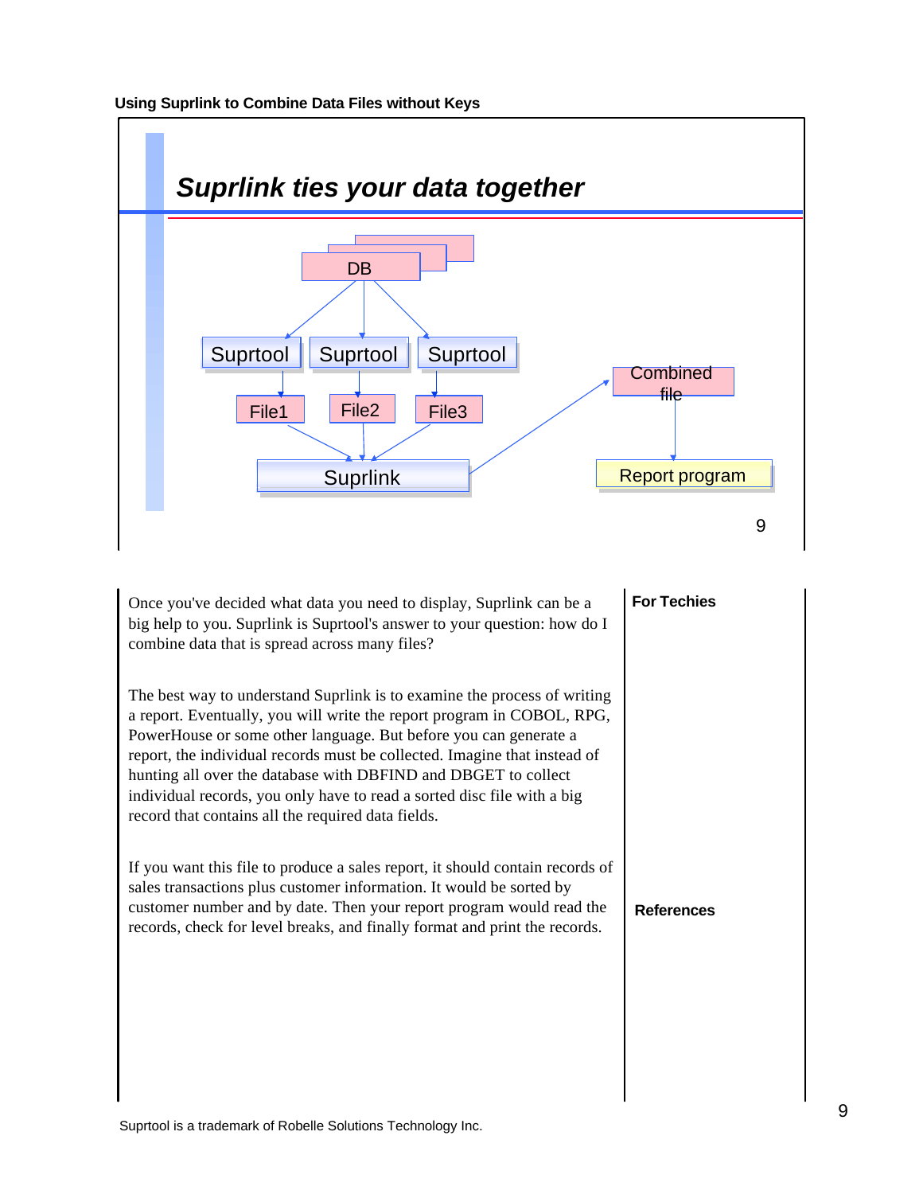## Using Suprlink to Combine Data Files without Keys

### *Suprlink ties your data together*

DB

Suprtool Suprtool Suprtool

File1 File2 File3

Suprlink

Combined file

Report program

Once you've decided what data you need to display, Suprlink can be a big help to you. Suprlink is Suprtool's answer to your question: how do I combine data that is spread across many files?

The best way to understand Suprlink is to examine the process of writing a report. Eventually, you will write the report program in COBOL, RPG, PowerHouse or some other language. But before you can generate a report, the individual records must be collected. Imagine that instead of hunting all over the database with DBFIND and DBGET to collect individual records, you only have to read a sorted disc file with a big record that contains all the required data fields.

If you want this file to produce a sales report, it should contain records of sales transactions plus customer information. It would be sorted by customer number and by date. Then your report program would read the records, check for level breaks, and finally format and print the records.

**For Techies**

**References**

Suprtool is a trademark of Robelle Solutions Technology Inc.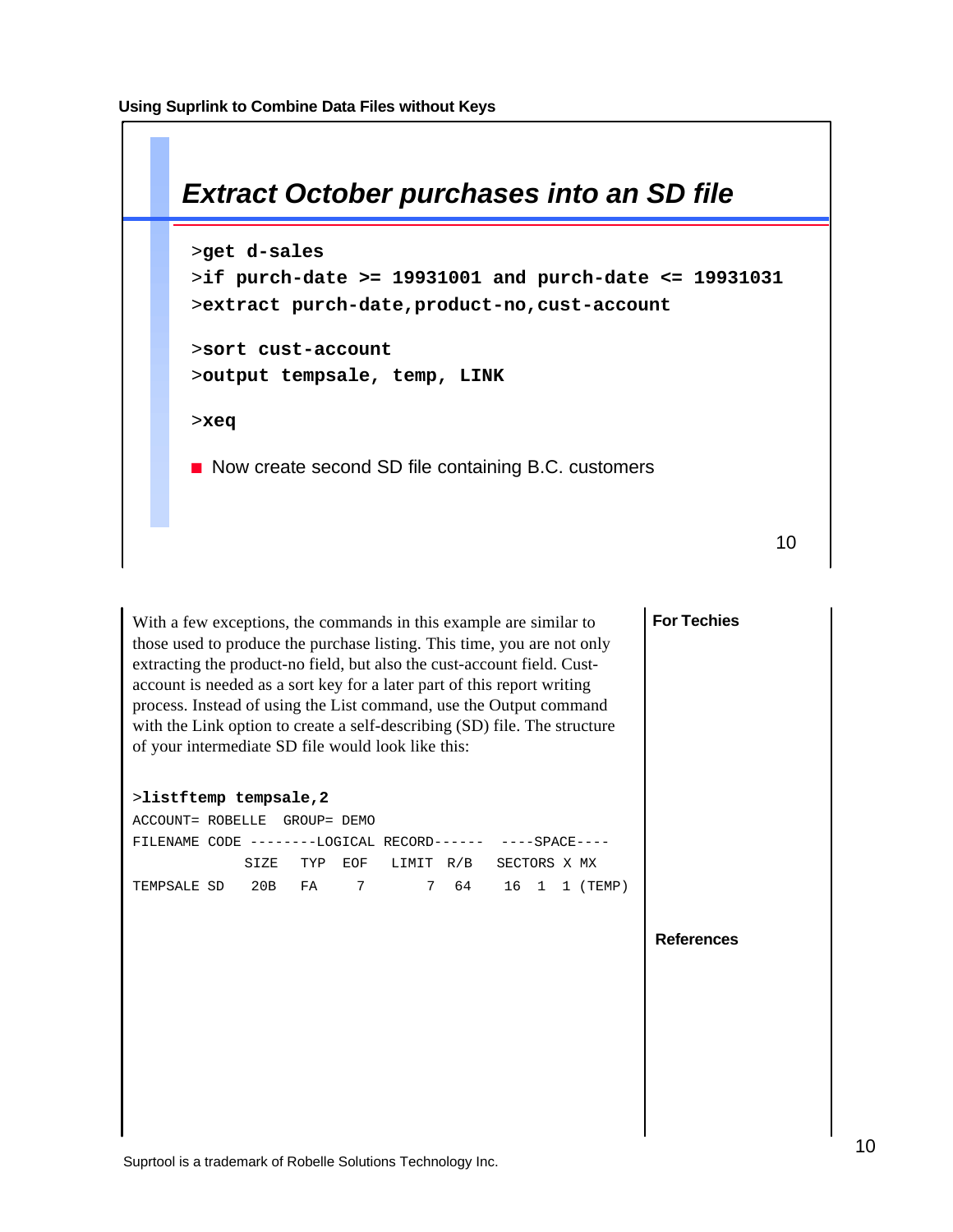## Extract October purchases into an SD file

```
>get d-sales
>if purch-date >= 19931001 and purch-date <= 19931031
>extract purch-date,product-no,cust-account

>sort cust-account
>output tempsale, temp, LINK

>xeq
```

- Now create second SD file containing B.C. customers

With a few exceptions, the commands in this example are similar to those used to produce the purchase listing. This time, you are not only extracting the product-no field, but also the cust-account field. Cust-account is needed as a sort key for a later part of this report writing process. Instead of using the List command, use the Output command with the Link option to create a self-describing (SD) file. The structure of your intermediate SD file would look like this:

```
>listftemp tempsale,2
ACCOUNT= ROBELLE  GROUP= DEMO
FILENAME CODE --------LOGICAL RECORD------  ----SPACE----
             SIZE   TYP  EOF   LIMIT  R/B   SECTORS X MX
TEMPSALE SD   20B   FA     7       7   64    16  1  1 (TEMP)
```

**For Techies**

**References**

Suprtool is a trademark of Robelle Solutions Technology Inc.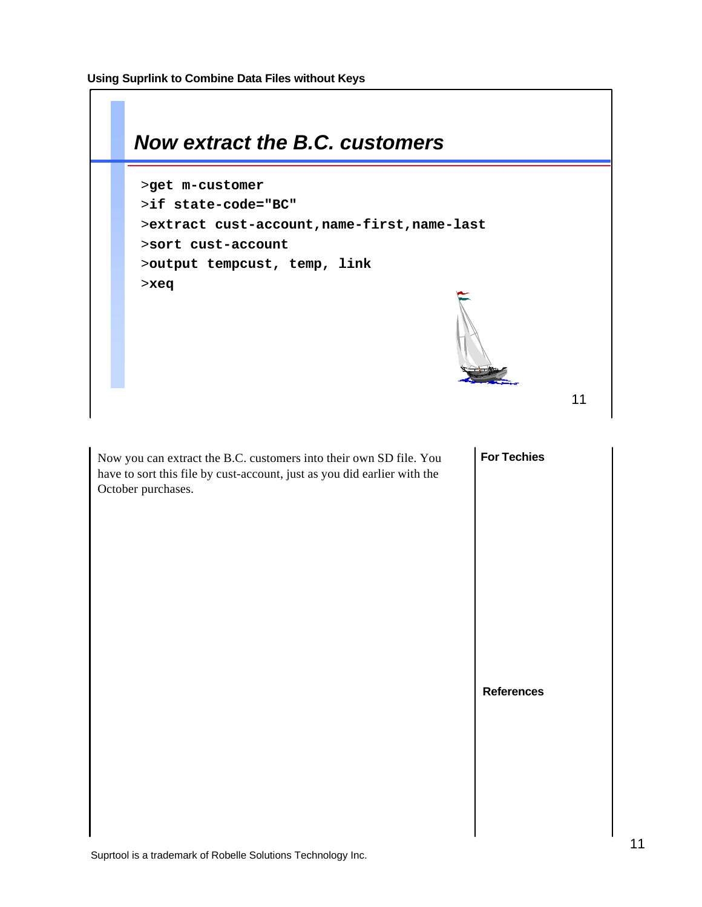## Now extract the B.C. customers

```
>get m-customer
>if state-code="BC"
>extract cust-account,name-first,name-last
>sort cust-account
>output tempcust, temp, link
>xeq
```

Now you can extract the B.C. customers into their own SD file. You have to sort this file by cust-account, just as you did earlier with the October purchases.

**For Techies**

**References**

Suprtool is a trademark of Robelle Solutions Technology Inc.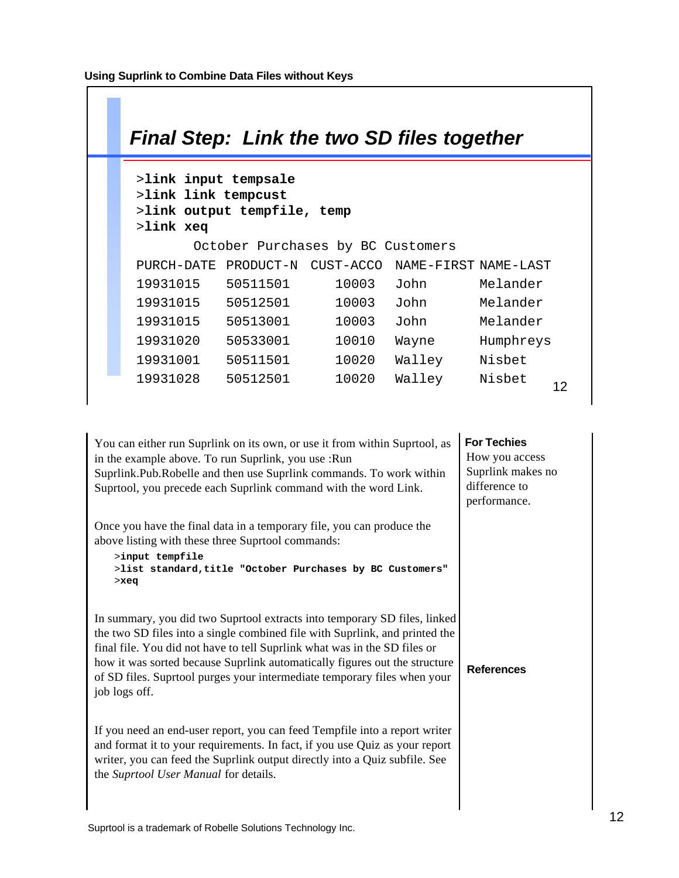Using Suprlink to Combine Data Files without Keys

## Final Step: Link the two SD files together

```
>link input tempsale
>link link tempcust
>link output tempfile, temp
>link xeq
```

October Purchases by BC Customers

| PURCH-DATE | PRODUCT-N | CUST-ACCO | NAME-FIRST | NAME-LAST |
|---|---|---|---|---|
| 19931015 | 50511501 | 10003 | John | Melander |
| 19931015 | 50512501 | 10003 | John | Melander |
| 19931015 | 50513001 | 10003 | John | Melander |
| 19931020 | 50533001 | 10010 | Wayne | Humphreys |
| 19931001 | 50511501 | 10020 | Walley | Nisbet |
| 19931028 | 50512501 | 10020 | Walley | Nisbet |

You can either run Suprlink on its own, or use it from within Suprtool, as in the example above. To run Suprlink, you use :Run Suprlink.Pub.Robelle and then use Suprlink commands. To work within Suprtool, you precede each Suprlink command with the word Link.

**For Techies**
How you access Suprlink makes no difference to performance.

Once you have the final data in a temporary file, you can produce the above listing with these three Suprtool commands:

```
>input tempfile
>list standard,title "October Purchases by BC Customers"
>xeq
```

In summary, you did two Suprtool extracts into temporary SD files, linked the two SD files into a single combined file with Suprlink, and printed the final file. You did not have to tell Suprlink what was in the SD files or how it was sorted because Suprlink automatically figures out the structure of SD files. Suprtool purges your intermediate temporary files when your job logs off.

**References**

If you need an end-user report, you can feed Tempfile into a report writer and format it to your requirements. In fact, if you use Quiz as your report writer, you can feed the Suprlink output directly into a Quiz subfile. See the *Suprtool User Manual* for details.

Suprtool is a trademark of Robelle Solutions Technology Inc.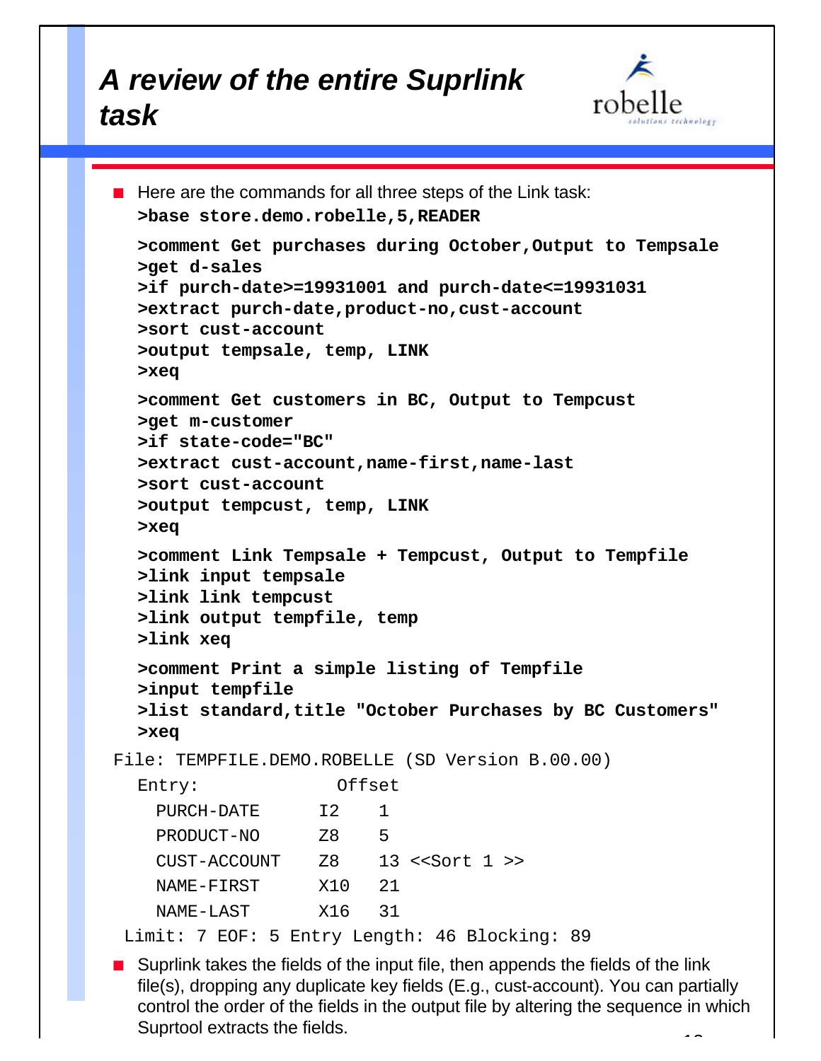# A review of the entire Suprlink task

- Here are the commands for all three steps of the Link task:

```
>base store.demo.robelle,5,READER

>comment Get purchases during October,Output to Tempsale
>get d-sales
>if purch-date>=19931001 and purch-date<=19931031
>extract purch-date,product-no,cust-account
>sort cust-account
>output tempsale, temp, LINK
>xeq

>comment Get customers in BC, Output to Tempcust
>get m-customer
>if state-code="BC"
>extract cust-account,name-first,name-last
>sort cust-account
>output tempcust, temp, LINK
>xeq

>comment Link Tempsale + Tempcust, Output to Tempfile
>link input tempsale
>link link tempcust
>link output tempfile, temp
>link xeq

>comment Print a simple listing of Tempfile
>input tempfile
>list standard,title "October Purchases by BC Customers"
>xeq
```

```
File: TEMPFILE.DEMO.ROBELLE (SD Version B.00.00)
   Entry:              Offset
     PURCH-DATE       I2    1
     PRODUCT-NO       Z8    5
     CUST-ACCOUNT     Z8    13 <<Sort 1 >>
     NAME-FIRST       X10   21
     NAME-LAST        X16   31
 Limit: 7 EOF: 5 Entry Length: 46 Blocking: 89
```

- Suprlink takes the fields of the input file, then appends the fields of the link file(s), dropping any duplicate key fields (E.g., cust-account). You can partially control the order of the fields in the output file by altering the sequence in which Suprtool extracts the fields.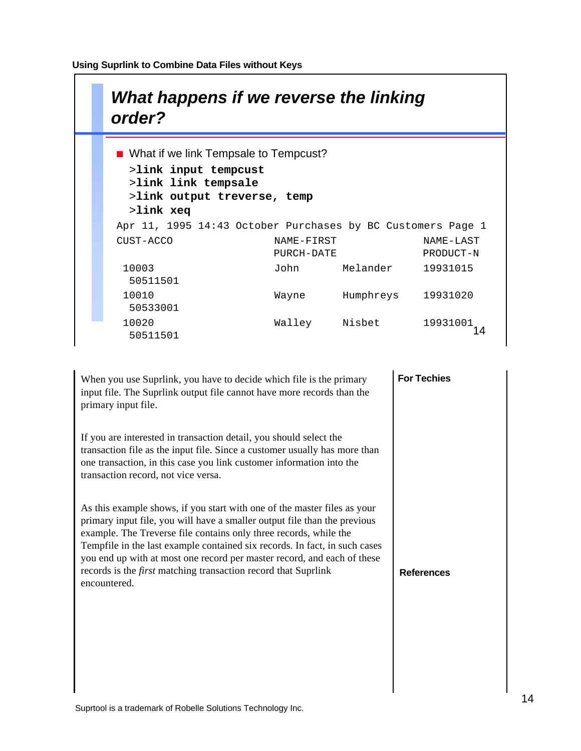## What happens if we reverse the linking order?

- What if we link Tempsale to Tempcust?

```
>link input tempcust
>link link tempsale
>link output treverse, temp
>link xeq
Apr 11, 1995 14:43 October Purchases by BC Customers Page 1
CUST-ACCO                 NAME-FIRST             NAME-LAST
                          PURCH-DATE             PRODUCT-N
 10003                    John       Melander    19931015
  50511501
 10010                    Wayne      Humphreys   19931020
  50533001
 10020                    Walley     Nisbet      19931001
  50511501
```

When you use Suprlink, you have to decide which file is the primary input file. The Suprlink output file cannot have more records than the primary input file.

If you are interested in transaction detail, you should select the transaction file as the input file. Since a customer usually has more than one transaction, in this case you link customer information into the transaction record, not vice versa.

As this example shows, if you start with one of the master files as your primary input file, you will have a smaller output file than the previous example. The Treverse file contains only three records, while the Tempfile in the last example contained six records. In fact, in such cases you end up with at most one record per master record, and each of these records is the *first* matching transaction record that Suprlink encountered.

**For Techies**

**References**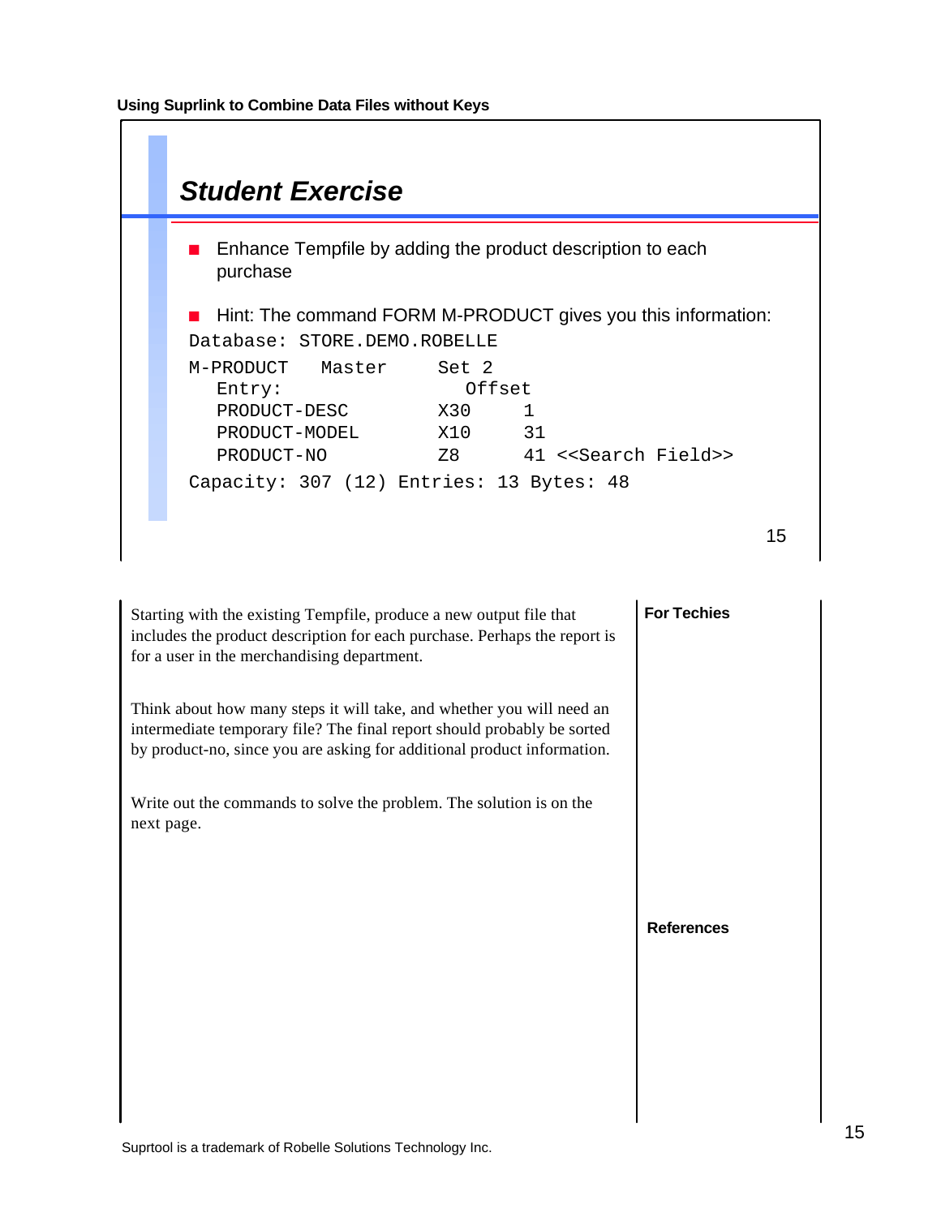# Student Exercise

- Enhance Tempfile by adding the product description to each purchase
- Hint: The command FORM M-PRODUCT gives you this information:

```
Database: STORE.DEMO.ROBELLE
M-PRODUCT    Master     Set 2
  Entry:                  Offset
  PRODUCT-DESC        X30     1
  PRODUCT-MODEL       X10     31
  PRODUCT-NO          Z8      41 <<Search Field>>
Capacity: 307 (12) Entries: 13 Bytes: 48
```

Starting with the existing Tempfile, produce a new output file that includes the product description for each purchase. Perhaps the report is for a user in the merchandising department.

Think about how many steps it will take, and whether you will need an intermediate temporary file? The final report should probably be sorted by product-no, since you are asking for additional product information.

Write out the commands to solve the problem. The solution is on the next page.

**For Techies**

**References**

Suprtool is a trademark of Robelle Solutions Technology Inc.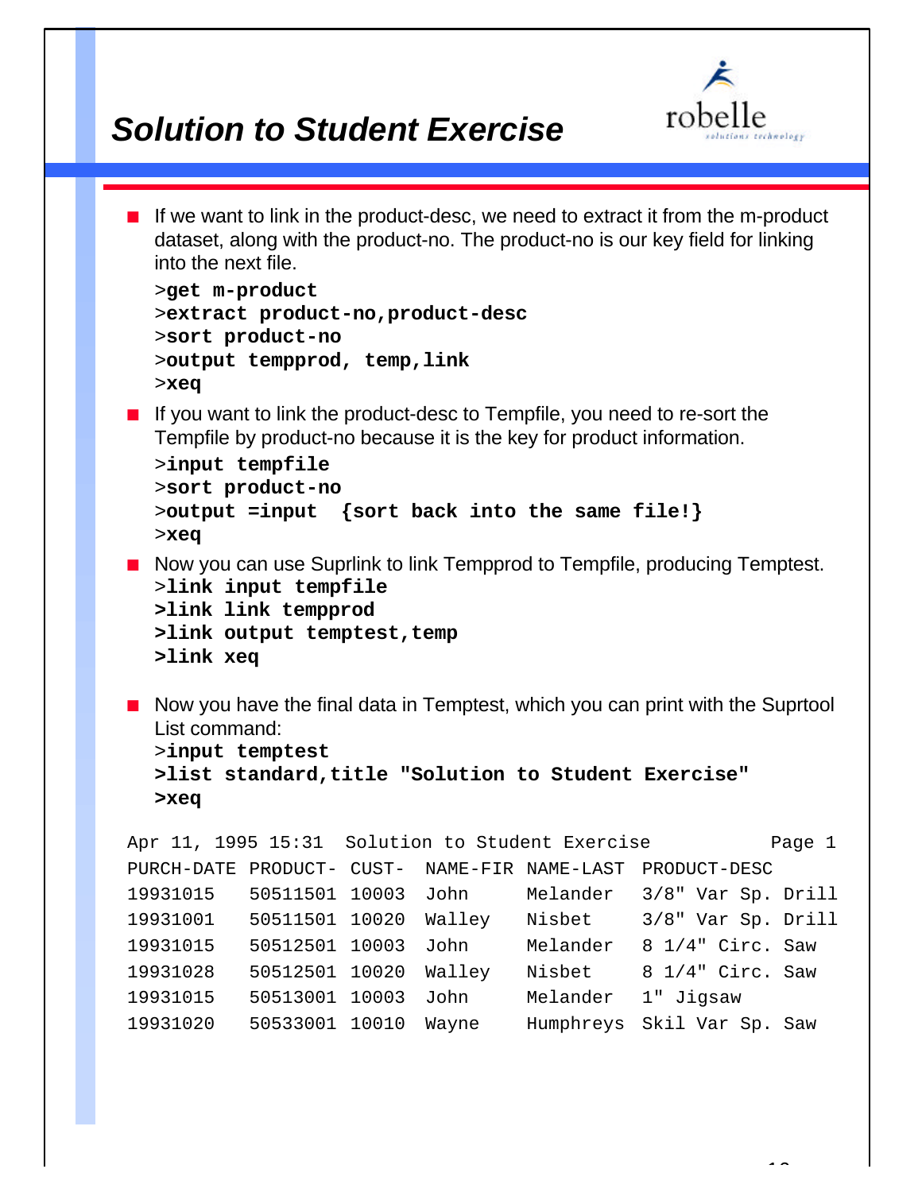# Solution to Student Exercise

- If we want to link in the product-desc, we need to extract it from the m-product dataset, along with the product-no. The product-no is our key field for linking into the next file.

```
>get m-product
>extract product-no,product-desc
>sort product-no
>output tempprod, temp,link
>xeq
```

- If you want to link the product-desc to Tempfile, you need to re-sort the Tempfile by product-no because it is the key for product information.

```
>input tempfile
>sort product-no
>output =input  {sort back into the same file!}
>xeq
```

- Now you can use Suprlink to link Tempprod to Tempfile, producing Temptest.

```
>link input tempfile
>link link tempprod
>link output temptest,temp
>link xeq
```

- Now you have the final data in Temptest, which you can print with the Suprtool List command:

```
>input temptest
>list standard,title "Solution to Student Exercise"
>xeq
```

```
Apr 11, 1995 15:31  Solution to Student Exercise          Page 1
PURCH-DATE PRODUCT- CUST-  NAME-FIR NAME-LAST PRODUCT-DESC
19931015   50511501 10003  John     Melander  3/8" Var Sp. Drill
19931001   50511501 10020  Walley   Nisbet    3/8" Var Sp. Drill
19931015   50512501 10003  John     Melander  8 1/4" Circ. Saw
19931028   50512501 10020  Walley   Nisbet    8 1/4" Circ. Saw
19931015   50513001 10003  John     Melander  1" Jigsaw
19931020   50533001 10010  Wayne    Humphreys Skil Var Sp. Saw
```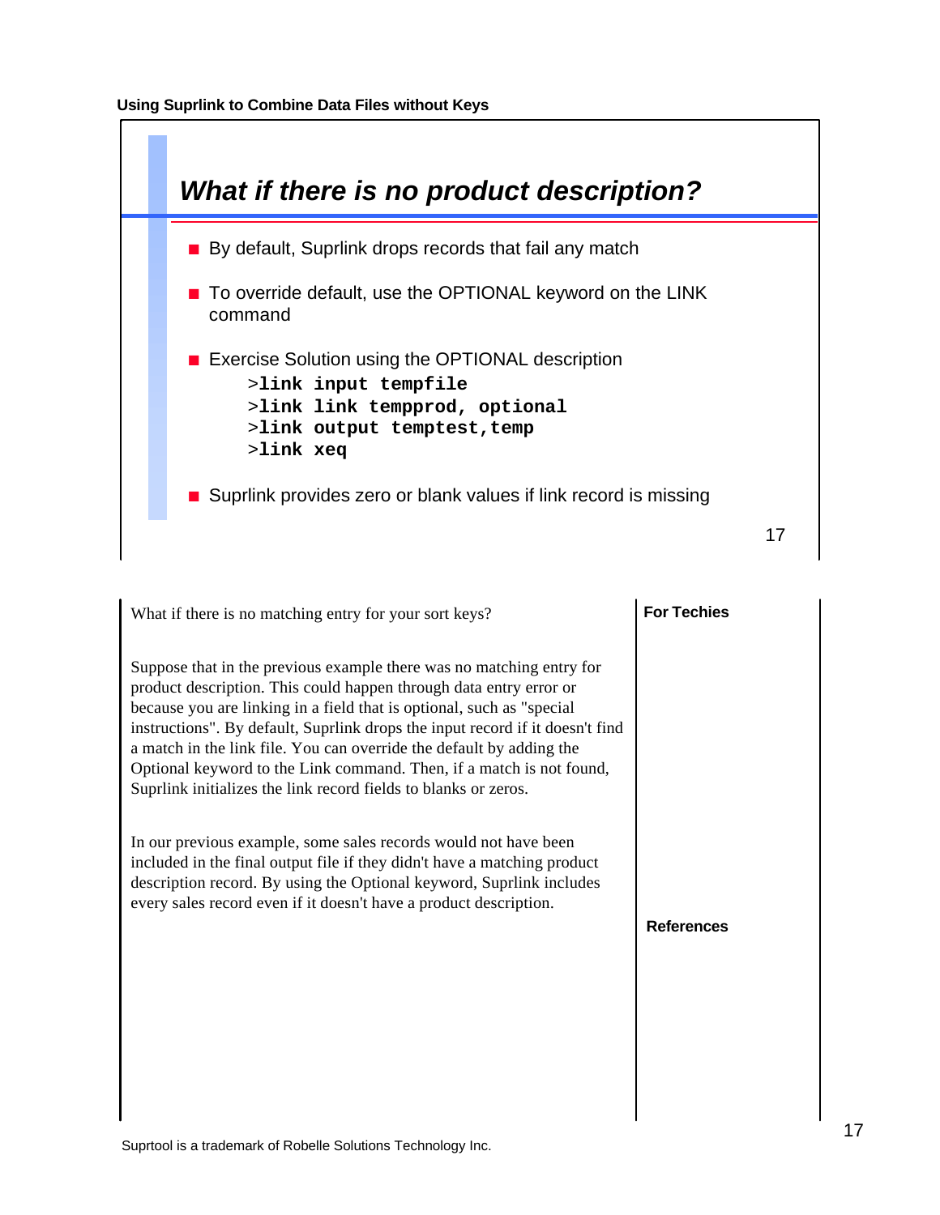## What if there is no product description?

- By default, Suprlink drops records that fail any match
- To override default, use the OPTIONAL keyword on the LINK command
- Exercise Solution using the OPTIONAL description

```
>link input tempfile
>link link tempprod, optional
>link output temptest,temp
>link xeq
```

- Suprlink provides zero or blank values if link record is missing

What if there is no matching entry for your sort keys?

Suppose that in the previous example there was no matching entry for product description. This could happen through data entry error or because you are linking in a field that is optional, such as "special instructions". By default, Suprlink drops the input record if it doesn't find a match in the link file. You can override the default by adding the Optional keyword to the Link command. Then, if a match is not found, Suprlink initializes the link record fields to blanks or zeros.

In our previous example, some sales records would not have been included in the final output file if they didn't have a matching product description record. By using the Optional keyword, Suprlink includes every sales record even if it doesn't have a product description.

**For Techies**

**References**

Suprtool is a trademark of Robelle Solutions Technology Inc.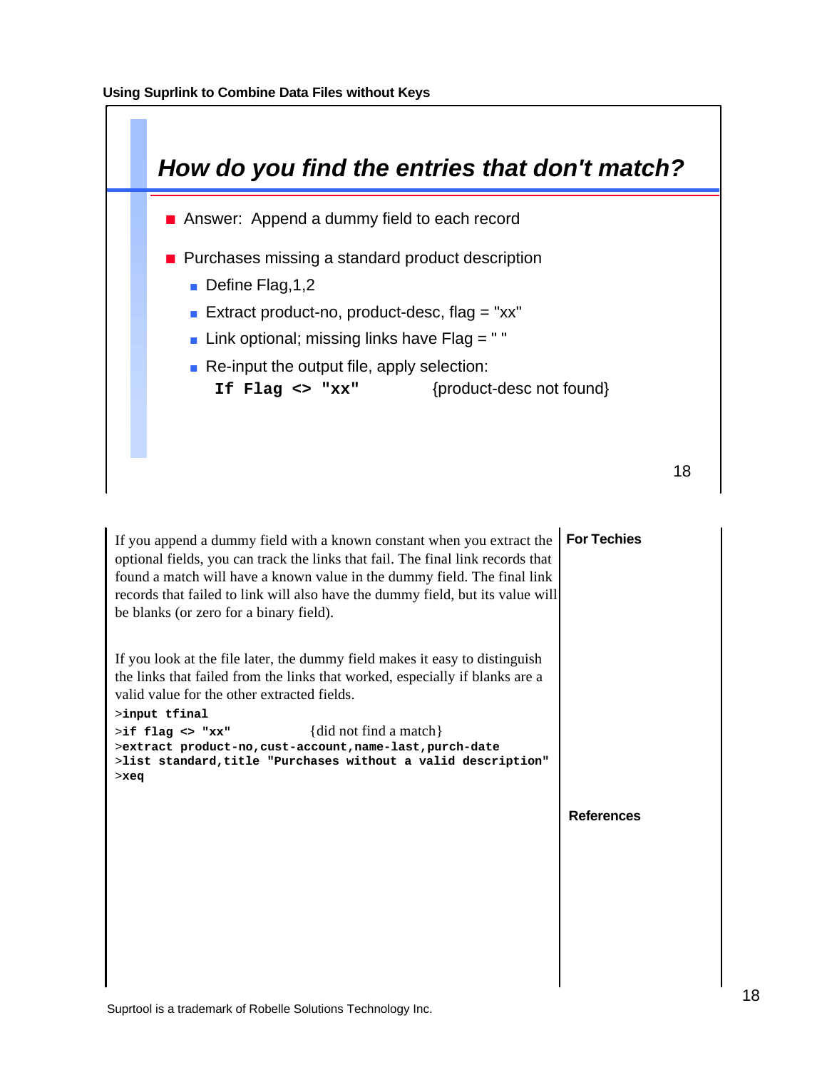## How do you find the entries that don't match?

- Answer: Append a dummy field to each record
- Purchases missing a standard product description
  - Define Flag,1,2
  - Extract product-no, product-desc, flag = "xx"
  - Link optional; missing links have Flag = " "
  - Re-input the output file, apply selection:

    **`If Flag <> "xx"`** {product-desc not found}

If you append a dummy field with a known constant when you extract the optional fields, you can track the links that fail. The final link records that found a match will have a known value in the dummy field. The final link records that failed to link will also have the dummy field, but its value will be blanks (or zero for a binary field).

If you look at the file later, the dummy field makes it easy to distinguish the links that failed from the links that worked, especially if blanks are a valid value for the other extracted fields.

```
>input tfinal
>if flag <> "xx"             {did not find a match}
>extract product-no,cust-account,name-last,purch-date
>list standard,title "Purchases without a valid description"
>xeq
```

**For Techies**

**References**

Suprtool is a trademark of Robelle Solutions Technology Inc.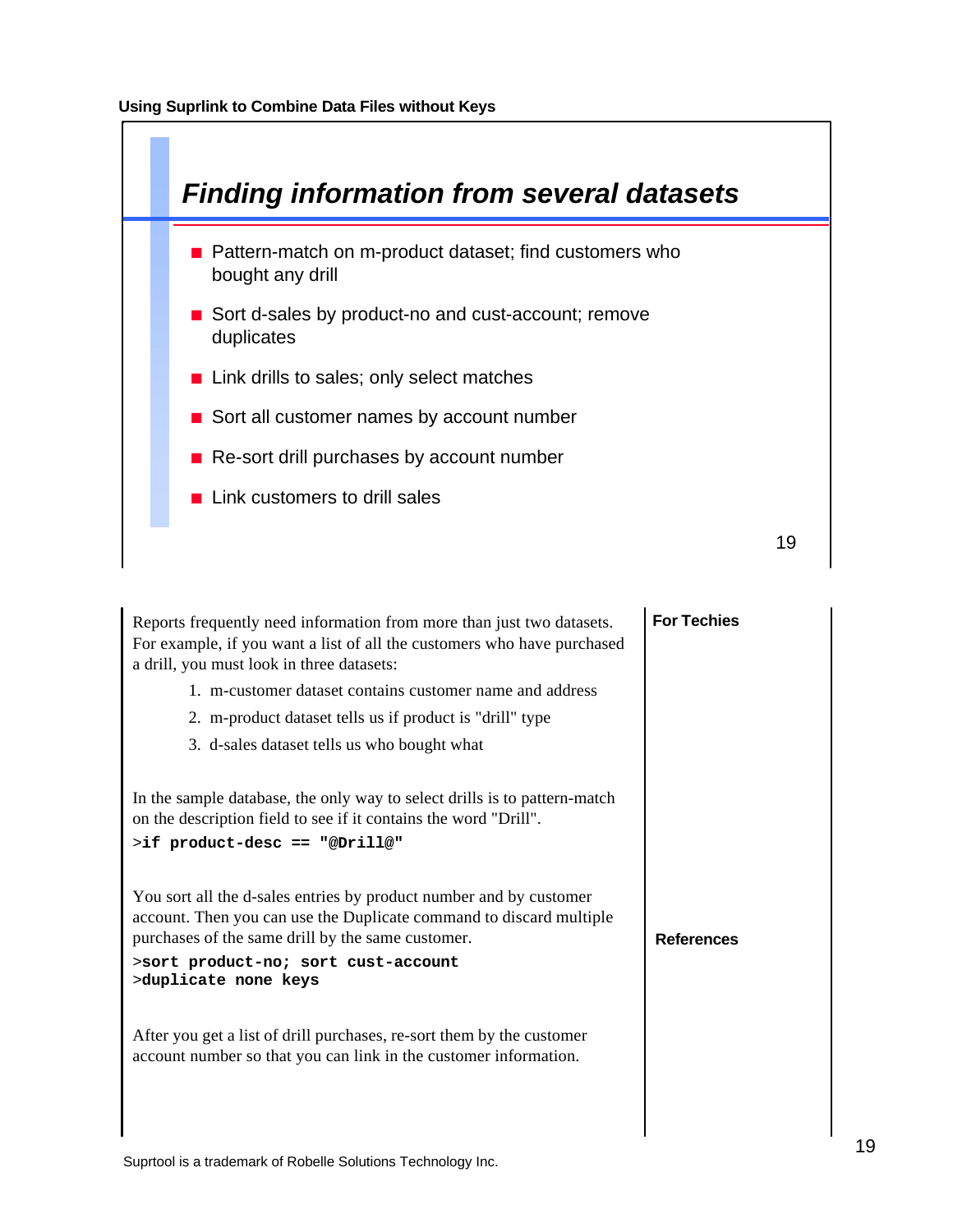## Finding information from several datasets

- Pattern-match on m-product dataset; find customers who bought any drill
- Sort d-sales by product-no and cust-account; remove duplicates
- Link drills to sales; only select matches
- Sort all customer names by account number
- Re-sort drill purchases by account number
- Link customers to drill sales

Reports frequently need information from more than just two datasets. For example, if you want a list of all the customers who have purchased a drill, you must look in three datasets:

1. m-customer dataset contains customer name and address
2. m-product dataset tells us if product is "drill" type
3. d-sales dataset tells us who bought what

In the sample database, the only way to select drills is to pattern-match on the description field to see if it contains the word "Drill".

```
>if product-desc == "@Drill@"
```

You sort all the d-sales entries by product number and by customer account. Then you can use the Duplicate command to discard multiple purchases of the same drill by the same customer.

```
>sort product-no; sort cust-account
>duplicate none keys
```

After you get a list of drill purchases, re-sort them by the customer account number so that you can link in the customer information.

**For Techies**

**References**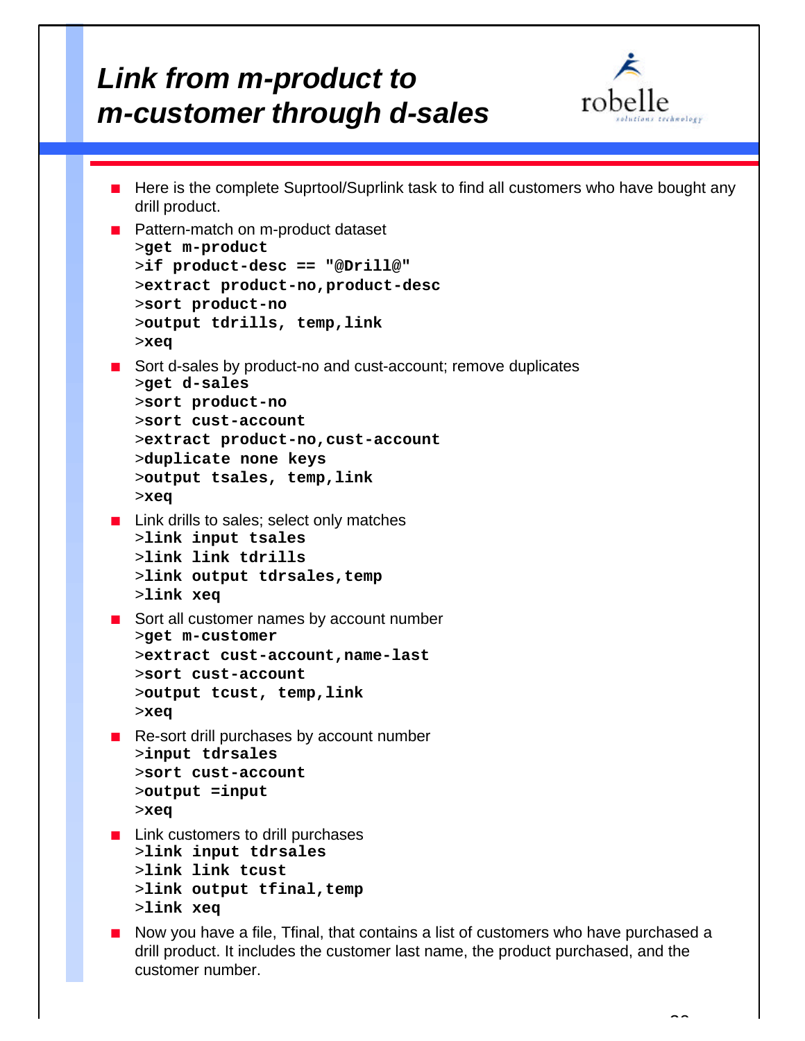# Link from m-product to m-customer through d-sales

- Here is the complete Suprtool/Suprlink task to find all customers who have bought any drill product.
- Pattern-match on m-product dataset

```
>get m-product
>if product-desc == "@Drill@"
>extract product-no,product-desc
>sort product-no
>output tdrills, temp,link
>xeq
```

- Sort d-sales by product-no and cust-account; remove duplicates

```
>get d-sales
>sort product-no
>sort cust-account
>extract product-no,cust-account
>duplicate none keys
>output tsales, temp,link
>xeq
```

- Link drills to sales; select only matches

```
>link input tsales
>link link tdrills
>link output tdrsales,temp
>link xeq
```

- Sort all customer names by account number

```
>get m-customer
>extract cust-account,name-last
>sort cust-account
>output tcust, temp,link
>xeq
```

- Re-sort drill purchases by account number

```
>input tdrsales
>sort cust-account
>output =input
>xeq
```

- Link customers to drill purchases

```
>link input tdrsales
>link link tcust
>link output tfinal,temp
>link xeq
```

- Now you have a file, Tfinal, that contains a list of customers who have purchased a drill product. It includes the customer last name, the product purchased, and the customer number.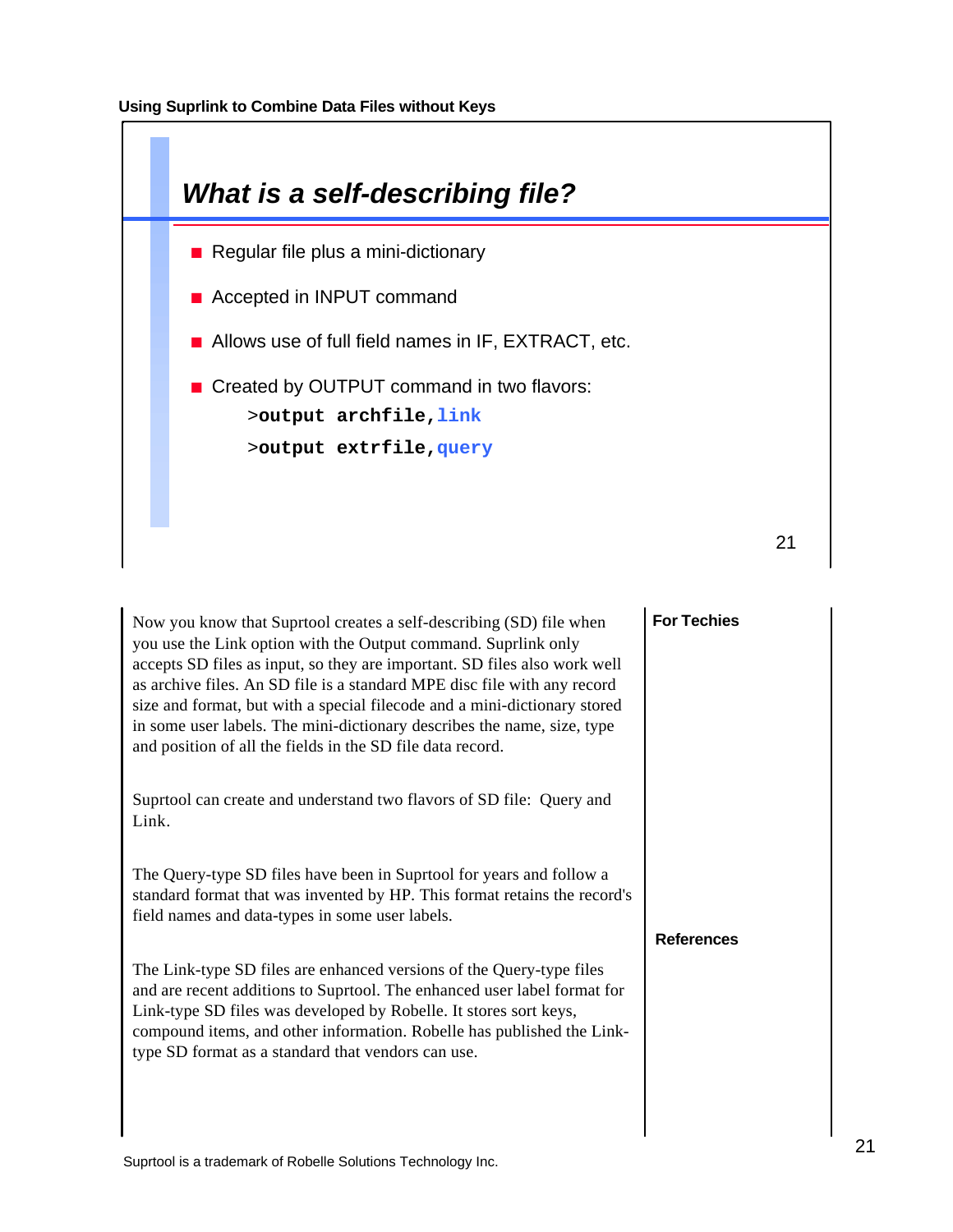## What is a self-describing file?

- Regular file plus a mini-dictionary
- Accepted in INPUT command
- Allows use of full field names in IF, EXTRACT, etc.
- Created by OUTPUT command in two flavors:

```
>output archfile,link
>output extrfile,query
```

Now you know that Suprtool creates a self-describing (SD) file when you use the Link option with the Output command. Suprlink only accepts SD files as input, so they are important. SD files also work well as archive files. An SD file is a standard MPE disc file with any record size and format, but with a special filecode and a mini-dictionary stored in some user labels. The mini-dictionary describes the name, size, type and position of all the fields in the SD file data record.

Suprtool can create and understand two flavors of SD file: Query and Link.

The Query-type SD files have been in Suprtool for years and follow a standard format that was invented by HP. This format retains the record's field names and data-types in some user labels.

The Link-type SD files are enhanced versions of the Query-type files and are recent additions to Suprtool. The enhanced user label format for Link-type SD files was developed by Robelle. It stores sort keys, compound items, and other information. Robelle has published the Link-type SD format as a standard that vendors can use.

**For Techies**

**References**

Suprtool is a trademark of Robelle Solutions Technology Inc.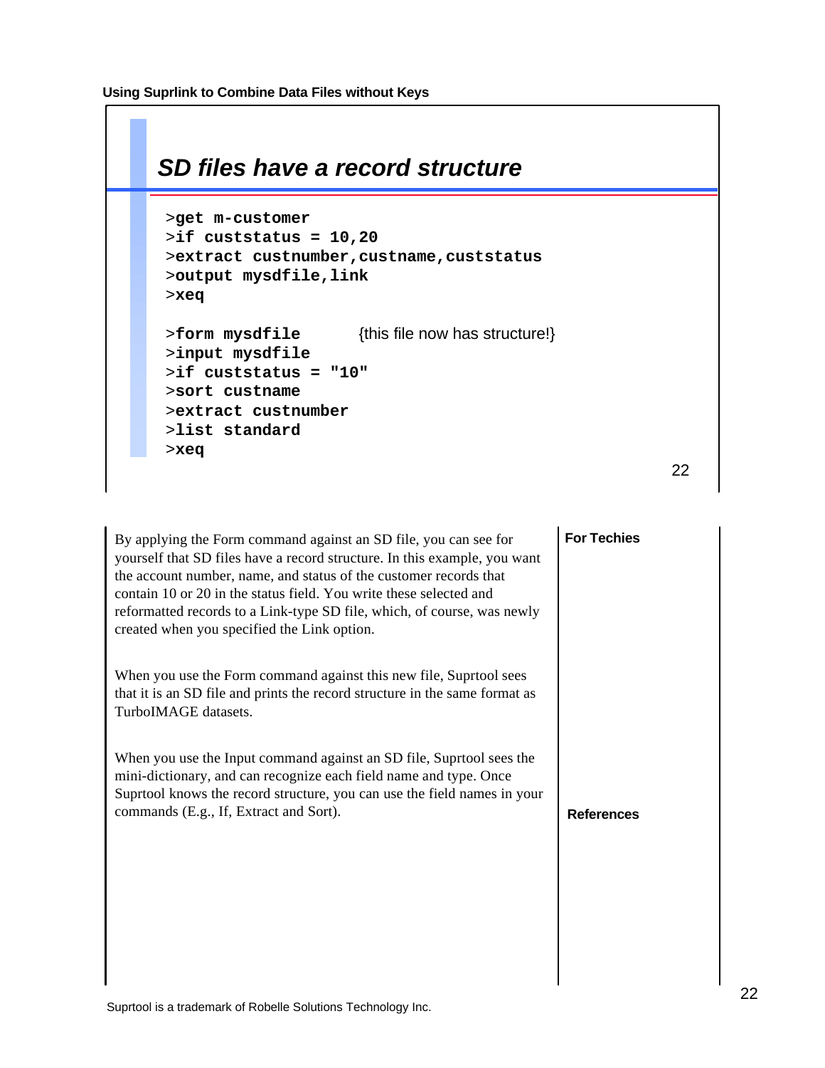## SD files have a record structure

```
>get m-customer
>if custstatus = 10,20
>extract custnumber,custname,custstatus
>output mysdfile,link
>xeq

>form mysdfile        {this file now has structure!}
>input mysdfile
>if custstatus = "10"
>sort custname
>extract custnumber
>list standard
>xeq
```

By applying the Form command against an SD file, you can see for yourself that SD files have a record structure. In this example, you want the account number, name, and status of the customer records that contain 10 or 20 in the status field. You write these selected and reformatted records to a Link-type SD file, which, of course, was newly created when you specified the Link option.

When you use the Form command against this new file, Suprtool sees that it is an SD file and prints the record structure in the same format as TurboIMAGE datasets.

When you use the Input command against an SD file, Suprtool sees the mini-dictionary, and can recognize each field name and type. Once Suprtool knows the record structure, you can use the field names in your commands (E.g., If, Extract and Sort).

**For Techies**

**References**

Suprtool is a trademark of Robelle Solutions Technology Inc.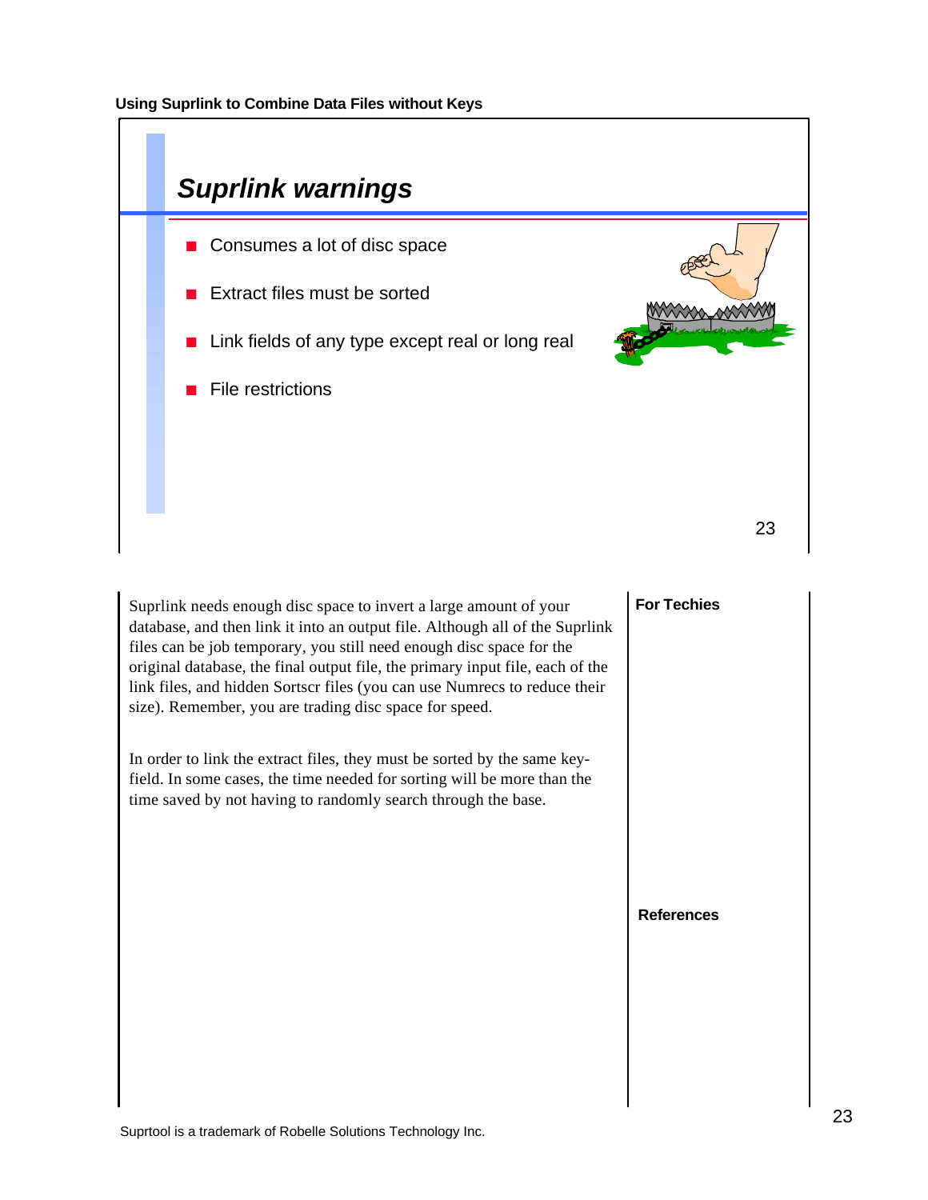## Suprlink warnings

- Consumes a lot of disc space
- Extract files must be sorted
- Link fields of any type except real or long real
- File restrictions

Suprlink needs enough disc space to invert a large amount of your database, and then link it into an output file. Although all of the Suprlink files can be job temporary, you still need enough disc space for the original database, the final output file, the primary input file, each of the link files, and hidden Sortscr files (you can use Numrecs to reduce their size). Remember, you are trading disc space for speed.

In order to link the extract files, they must be sorted by the same key-field. In some cases, the time needed for sorting will be more than the time saved by not having to randomly search through the base.

**For Techies**

**References**

Suprtool is a trademark of Robelle Solutions Technology Inc.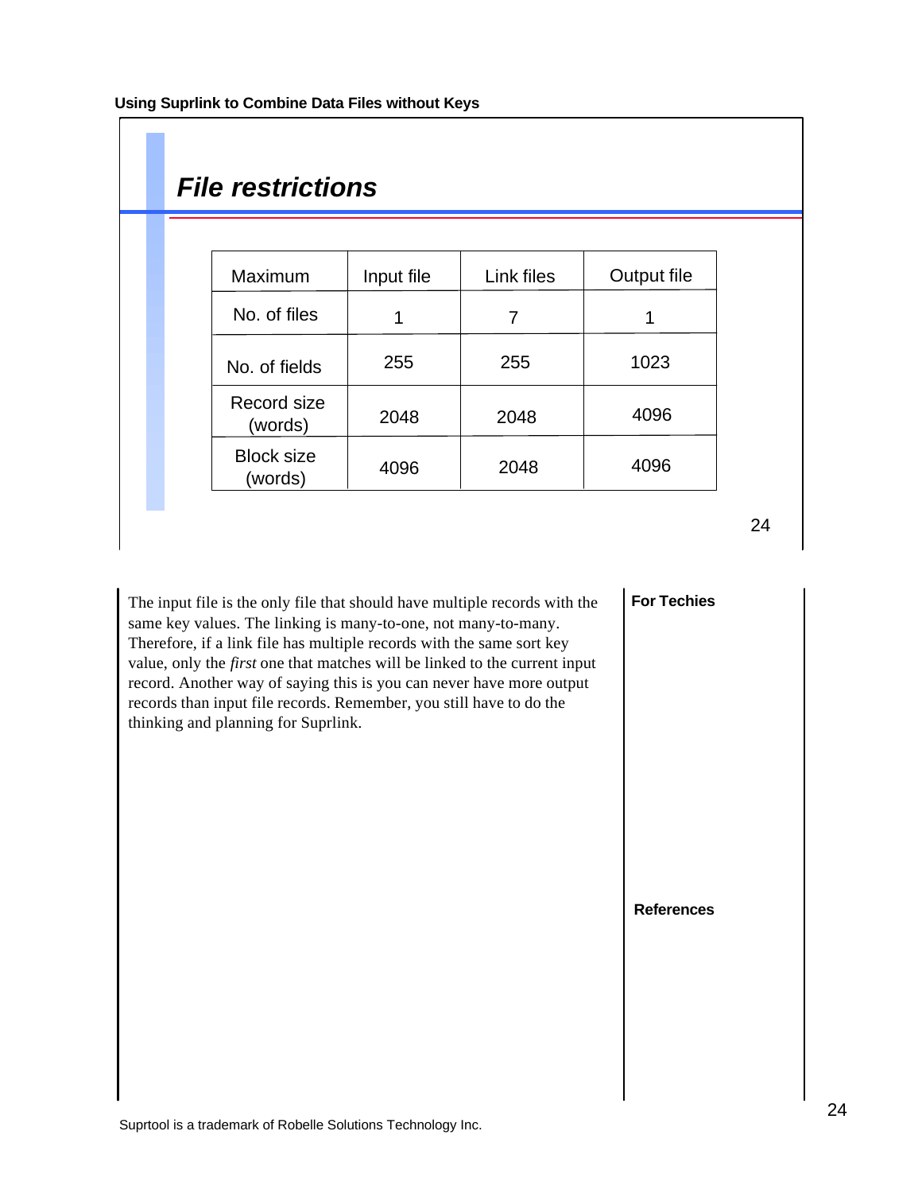## File restrictions

| Maximum | Input file | Link files | Output file |
|---|---|---|---|
| No. of files | 1 | 7 | 1 |
| No. of fields | 255 | 255 | 1023 |
| Record size (words) | 2048 | 2048 | 4096 |
| Block size (words) | 4096 | 2048 | 4096 |

The input file is the only file that should have multiple records with the same key values. The linking is many-to-one, not many-to-many. Therefore, if a link file has multiple records with the same sort key value, only the *first* one that matches will be linked to the current input record. Another way of saying this is you can never have more output records than input file records. Remember, you still have to do the thinking and planning for Suprlink.

**For Techies**

**References**

Suprtool is a trademark of Robelle Solutions Technology Inc.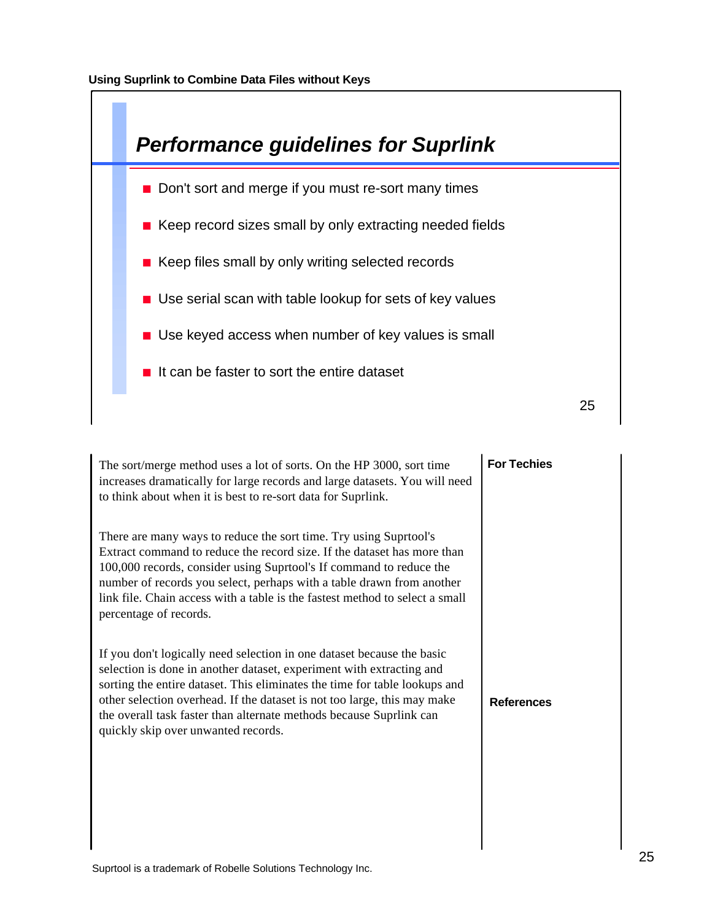## Performance guidelines for Suprlink

- Don't sort and merge if you must re-sort many times
- Keep record sizes small by only extracting needed fields
- Keep files small by only writing selected records
- Use serial scan with table lookup for sets of key values
- Use keyed access when number of key values is small
- It can be faster to sort the entire dataset

**For Techies**

The sort/merge method uses a lot of sorts. On the HP 3000, sort time increases dramatically for large records and large datasets. You will need to think about when it is best to re-sort data for Suprlink.

There are many ways to reduce the sort time. Try using Suprtool's Extract command to reduce the record size. If the dataset has more than 100,000 records, consider using Suprtool's If command to reduce the number of records you select, perhaps with a table drawn from another link file. Chain access with a table is the fastest method to select a small percentage of records.

If you don't logically need selection in one dataset because the basic selection is done in another dataset, experiment with extracting and sorting the entire dataset. This eliminates the time for table lookups and other selection overhead. If the dataset is not too large, this may make the overall task faster than alternate methods because Suprlink can quickly skip over unwanted records.

**References**

Suprtool is a trademark of Robelle Solutions Technology Inc.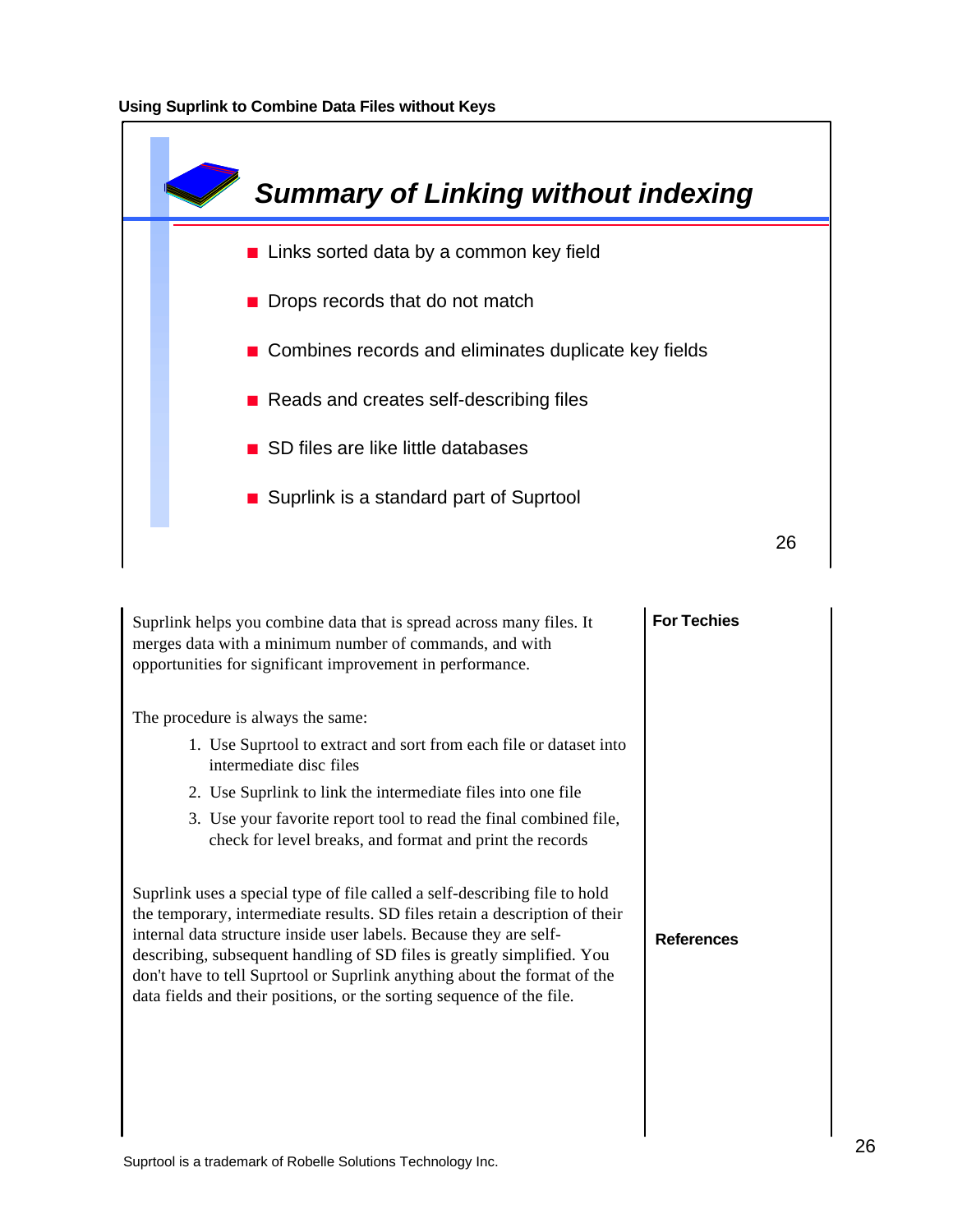# Summary of Linking without indexing

- Links sorted data by a common key field
- Drops records that do not match
- Combines records and eliminates duplicate key fields
- Reads and creates self-describing files
- SD files are like little databases
- Suprlink is a standard part of Suprtool

Suprlink helps you combine data that is spread across many files. It merges data with a minimum number of commands, and with opportunities for significant improvement in performance.

The procedure is always the same:

1. Use Suprtool to extract and sort from each file or dataset into intermediate disc files
2. Use Suprlink to link the intermediate files into one file
3. Use your favorite report tool to read the final combined file, check for level breaks, and format and print the records

Suprlink uses a special type of file called a self-describing file to hold the temporary, intermediate results. SD files retain a description of their internal data structure inside user labels. Because they are self-describing, subsequent handling of SD files is greatly simplified. You don't have to tell Suprtool or Suprlink anything about the format of the data fields and their positions, or the sorting sequence of the file.

**For Techies**

**References**

Suprtool is a trademark of Robelle Solutions Technology Inc.